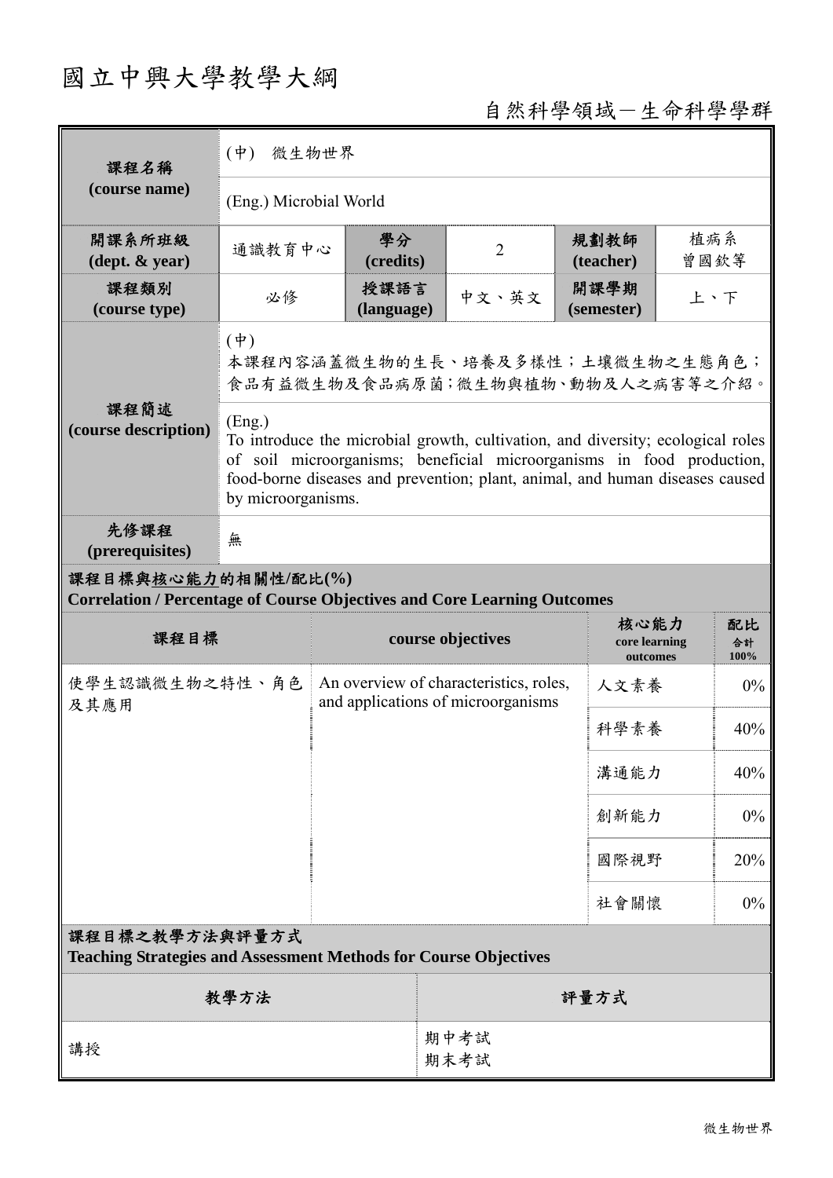# 國立中興大學教學大綱

自然科學領域－生命科學學群

| 課程名稱<br>(course name) | (中) 微生物世界 | | | | |
|---|---|---|---|---|---|
| | (Eng.) Microbial World | | | | |
| 開課系所班級<br>(dept. & year) | 通識教育中心 | 學分<br>(credits) | 2 | 規劃教師<br>(teacher) | 植病系<br>曾國欽等 |
| 課程類別<br>(course type) | 必修 | 授課語言<br>(language) | 中文、英文 | 開課學期<br>(semester) | 上、下 |
| 課程簡述<br>(course description) | (中)<br>本課程內容涵蓋微生物的生長、培養及多樣性；土壤微生物之生態角色；食品有益微生物及食品病原菌；微生物與植物、動物及人之病害等之介紹。 | | | | |
| | (Eng.)<br>To introduce the microbial growth, cultivation, and diversity; ecological roles of soil microorganisms; beneficial microorganisms in food production, food-borne diseases and prevention; plant, animal, and human diseases caused by microorganisms. | | | | |
| 先修課程<br>(prerequisites) | 無 | | | | |

**課程目標與核心能力的相關性/配比(%)**
**Correlation / Percentage of Course Objectives and Core Learning Outcomes**

| 課程目標 | course objectives | 核心能力<br>core learning outcomes | 配比<br>合計<br>100% |
|---|---|---|---|
| 使學生認識微生物之特性、角色及其應用 | An overview of characteristics, roles, and applications of microorganisms | 人文素養 | 0% |
| | | 科學素養 | 40% |
| | | 溝通能力 | 40% |
| | | 創新能力 | 0% |
| | | 國際視野 | 20% |
| | | 社會關懷 | 0% |

**課程目標之教學方法與評量方式**
**Teaching Strategies and Assessment Methods for Course Objectives**

| 教學方法 | 評量方式 |
|---|---|
| 講授 | 期中考試<br>期末考試 |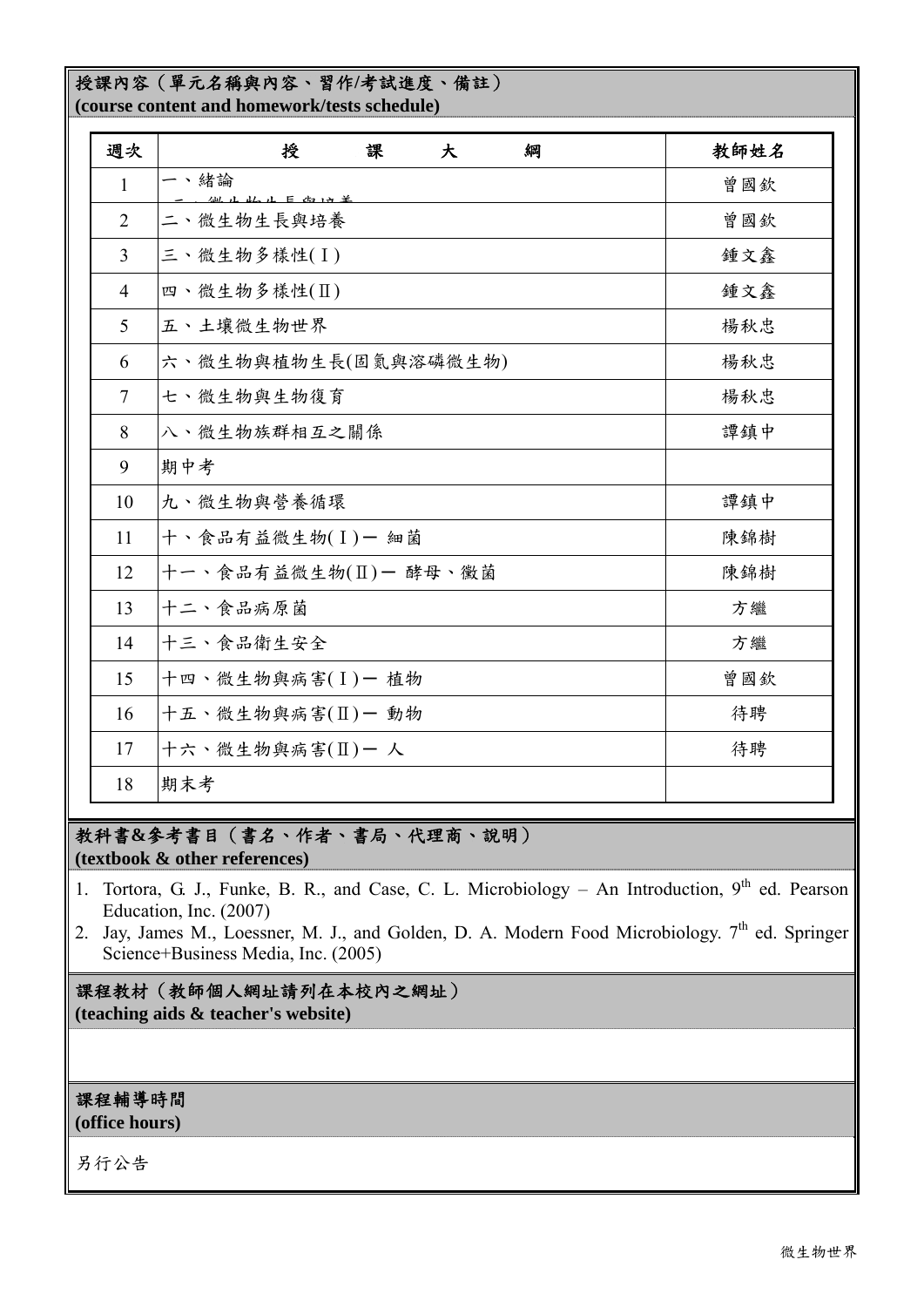## 授課內容（單元名稱與內容、習作/考試進度、備註）
**(course content and homework/tests schedule)**

| 週次 | 授　　課　　大　　綱 | 教師姓名 |
|---|---|---|
| 1 | 一、緒論 | 曾國欽 |
| 2 | 二、微生物生長與培養 | 曾國欽 |
| 3 | 三、微生物多樣性(Ⅰ) | 鍾文鑫 |
| 4 | 四、微生物多樣性(Ⅱ) | 鍾文鑫 |
| 5 | 五、土壤微生物世界 | 楊秋忠 |
| 6 | 六、微生物與植物生長(固氮與溶磷微生物) | 楊秋忠 |
| 7 | 七、微生物與生物復育 | 楊秋忠 |
| 8 | 八、微生物族群相互之關係 | 譚鎮中 |
| 9 | 期中考 | |
| 10 | 九、微生物與營養循環 | 譚鎮中 |
| 11 | 十、食品有益微生物(Ⅰ)ー 細菌 | 陳錦樹 |
| 12 | 十一、食品有益微生物(Ⅱ)ー 酵母、黴菌 | 陳錦樹 |
| 13 | 十二、食品病原菌 | 方繼 |
| 14 | 十三、食品衛生安全 | 方繼 |
| 15 | 十四、微生物與病害(Ⅰ)ー 植物 | 曾國欽 |
| 16 | 十五、微生物與病害(Ⅱ)ー 動物 | 待聘 |
| 17 | 十六、微生物與病害(Ⅱ)ー 人 | 待聘 |
| 18 | 期末考 | |

## 教科書&參考書目（書名、作者、書局、代理商、說明）
**(textbook & other references)**

1. Tortora, G. J., Funke, B. R., and Case, C. L. Microbiology – An Introduction, 9th ed. Pearson Education, Inc. (2007)
2. Jay, James M., Loessner, M. J., and Golden, D. A. Modern Food Microbiology. 7th ed. Springer Science+Business Media, Inc. (2005)

## 課程教材（教師個人網址請列在本校內之網址）
**(teaching aids & teacher's website)**

## 課程輔導時間
**(office hours)**

另行公告